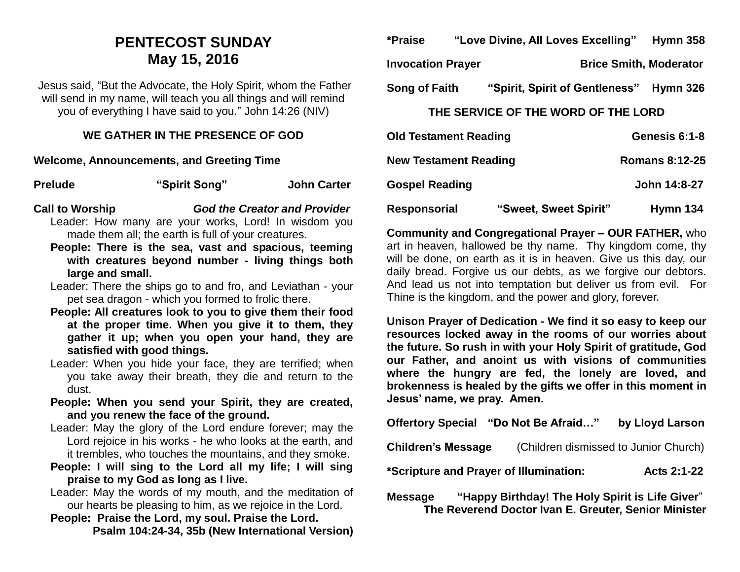# PENTECOST SUNDAY
## May 15, 2016

Jesus said, "But the Advocate, the Holy Spirit, whom the Father will send in my name, will teach you all things and will remind you of everything I have said to you." John 14:26 (NIV)

### WE GATHER IN THE PRESENCE OF GOD

**Welcome, Announcements, and Greeting Time**

**Prelude** **"Spirit Song"** **John Carter**

**Call to Worship** ***God the Creator and Provider***

Leader: How many are your works, Lord! In wisdom you made them all; the earth is full of your creatures.

**People: There is the sea, vast and spacious, teeming with creatures beyond number - living things both large and small.**

Leader: There the ships go to and fro, and Leviathan - your pet sea dragon - which you formed to frolic there.

**People: All creatures look to you to give them their food at the proper time. When you give it to them, they gather it up; when you open your hand, they are satisfied with good things.**

Leader: When you hide your face, they are terrified; when you take away their breath, they die and return to the dust.

**People: When you send your Spirit, they are created, and you renew the face of the ground.**

Leader: May the glory of the Lord endure forever; may the Lord rejoice in his works - he who looks at the earth, and it trembles, who touches the mountains, and they smoke.

**People: I will sing to the Lord all my life; I will sing praise to my God as long as I live.**

Leader: May the words of my mouth, and the meditation of our hearts be pleasing to him, as we rejoice in the Lord.

**People: Praise the Lord, my soul. Praise the Lord.**

**Psalm 104:24-34, 35b (New International Version)**

**\*Praise** **"Love Divine, All Loves Excelling"** **Hymn 358**

**Invocation Prayer** **Brice Smith, Moderator**

**Song of Faith** **"Spirit, Spirit of Gentleness"** **Hymn 326**

### THE SERVICE OF THE WORD OF THE LORD

**Old Testament Reading** **Genesis 6:1-8**

**New Testament Reading** **Romans 8:12-25**

**Gospel Reading** **John 14:8-27**

**Responsorial** **"Sweet, Sweet Spirit"** **Hymn 134**

**Community and Congregational Prayer – OUR FATHER,** who art in heaven, hallowed be thy name. Thy kingdom come, thy will be done, on earth as it is in heaven. Give us this day, our daily bread. Forgive us our debts, as we forgive our debtors. And lead us not into temptation but deliver us from evil. For Thine is the kingdom, and the power and glory, forever.

**Unison Prayer of Dedication - We find it so easy to keep our resources locked away in the rooms of our worries about the future. So rush in with your Holy Spirit of gratitude, God our Father, and anoint us with visions of communities where the hungry are fed, the lonely are loved, and brokenness is healed by the gifts we offer in this moment in Jesus' name, we pray. Amen.**

**Offertory Special** **"Do Not Be Afraid…"** **by Lloyd Larson**

**Children's Message** (Children dismissed to Junior Church)

**\*Scripture and Prayer of Illumination:** **Acts 2:1-22**

**Message** **"Happy Birthday! The Holy Spirit is Life Giver"**
**The Reverend Doctor Ivan E. Greuter, Senior Minister**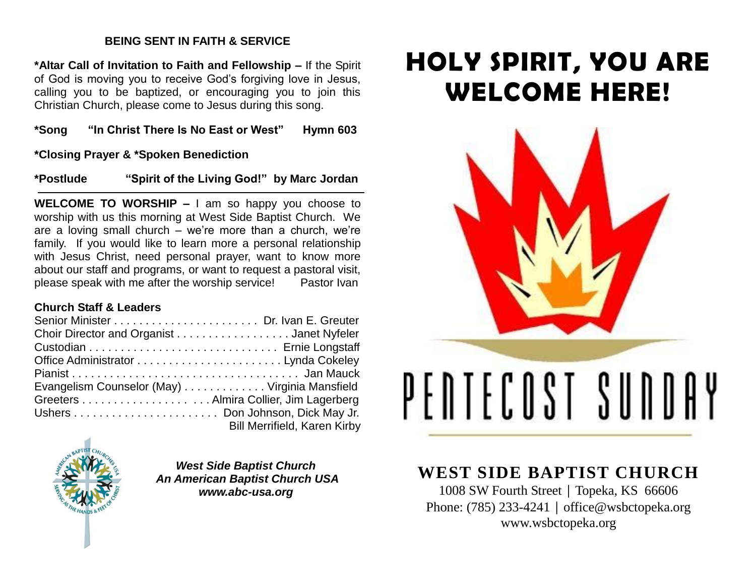**BEING SENT IN FAITH & SERVICE**

**\*Altar Call of Invitation to Faith and Fellowship –** If the Spirit of God is moving you to receive God's forgiving love in Jesus, calling you to be baptized, or encouraging you to join this Christian Church, please come to Jesus during this song.

**\*Song "In Christ There Is No East or West" Hymn 603**

**\*Closing Prayer & \*Spoken Benediction**

**\*Postlude "Spirit of the Living God!" by Marc Jordan**

---

**WELCOME TO WORSHIP –** I am so happy you choose to worship with us this morning at West Side Baptist Church. We are a loving small church – we're more than a church, we're family. If you would like to learn more a personal relationship with Jesus Christ, need personal prayer, want to know more about our staff and programs, or want to request a pastoral visit, please speak with me after the worship service! Pastor Ivan

**Church Staff & Leaders**

Senior Minister . . . . . . . . . . . . . . . . . . . . . . . Dr. Ivan E. Greuter
Choir Director and Organist . . . . . . . . . . . . . . . . . . Janet Nyfeler
Custodian . . . . . . . . . . . . . . . . . . . . . . . . . . . . . Ernie Longstaff
Office Administrator . . . . . . . . . . . . . . . . . . . . . . Lynda Cokeley
Pianist . . . . . . . . . . . . . . . . . . . . . . . . . . . . . . . . . . . Jan Mauck
Evangelism Counselor (May) . . . . . . . . . . . . . Virginia Mansfield
Greeters . . . . . . . . . . . . . . . . . . . . Almira Collier, Jim Lagerberg
Ushers . . . . . . . . . . . . . . . . . . . . . . . Don Johnson, Dick May Jr.
Bill Merrifield, Karen Kirby

***West Side Baptist Church***
***An American Baptist Church USA***
***www.abc-usa.org***

# HOLY SPIRIT, YOU ARE WELCOME HERE!

PENTECOST SUNDAY

## WEST SIDE BAPTIST CHURCH

1008 SW Fourth Street | Topeka, KS 66606
Phone: (785) 233-4241 | office@wsbctopeka.org
www.wsbctopeka.org